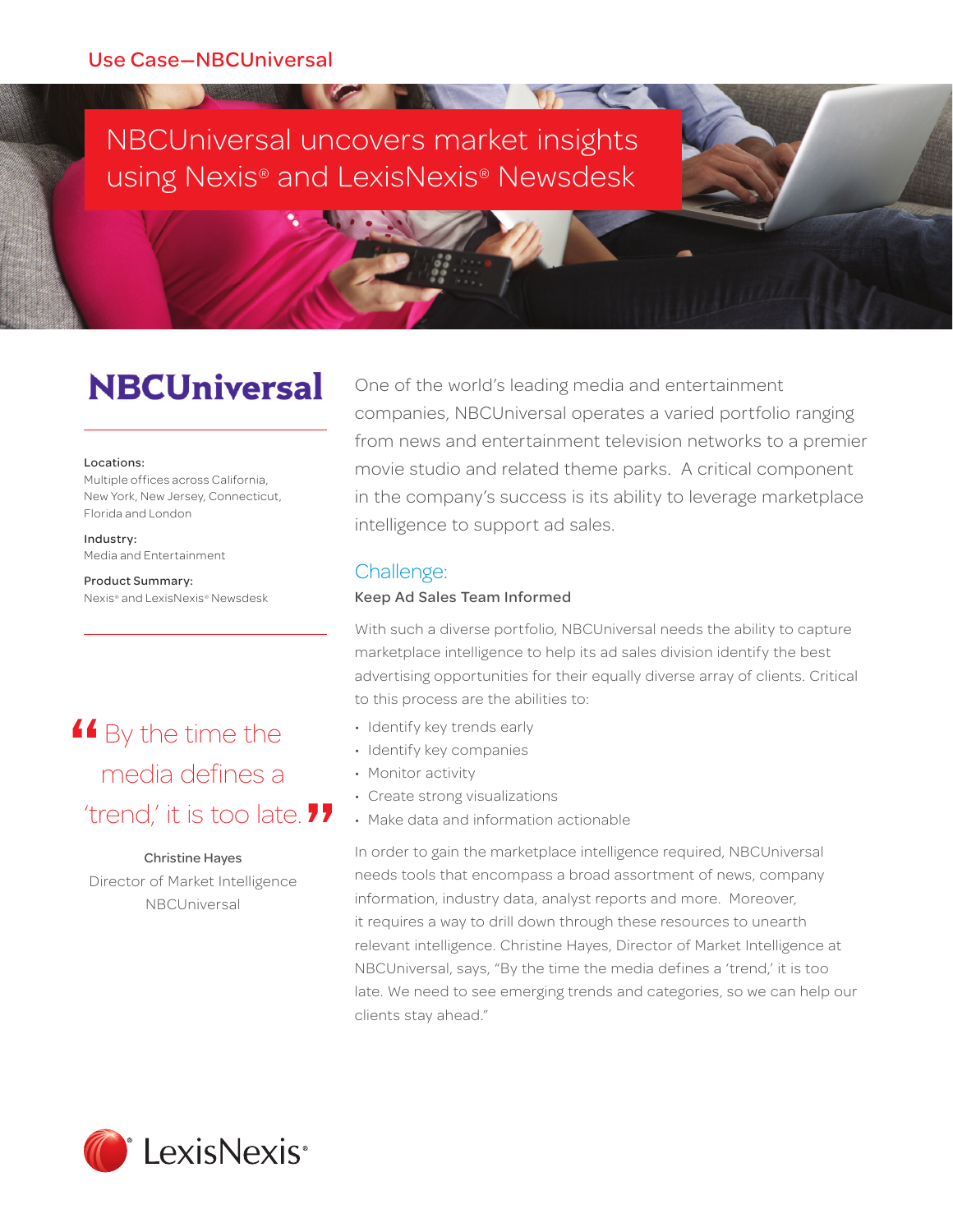Use Case—NBCUniversal

# NBCUniversal uncovers market insights using Nexis® and LexisNexis® Newsdesk

**NBCUniversal**

**Locations:**
Multiple offices across California, New York, New Jersey, Connecticut, Florida and London

**Industry:**
Media and Entertainment

**Product Summary:**
Nexis® and LexisNexis® Newsdesk

> "By the time the media defines a 'trend,' it is too late."
>
> **Christine Hayes**
> Director of Market Intelligence
> NBCUniversal

One of the world's leading media and entertainment companies, NBCUniversal operates a varied portfolio ranging from news and entertainment television networks to a premier movie studio and related theme parks. A critical component in the company's success is its ability to leverage marketplace intelligence to support ad sales.

## Challenge:

### Keep Ad Sales Team Informed

With such a diverse portfolio, NBCUniversal needs the ability to capture marketplace intelligence to help its ad sales division identify the best advertising opportunities for their equally diverse array of clients. Critical to this process are the abilities to:

- Identify key trends early
- Identify key companies
- Monitor activity
- Create strong visualizations
- Make data and information actionable

In order to gain the marketplace intelligence required, NBCUniversal needs tools that encompass a broad assortment of news, company information, industry data, analyst reports and more. Moreover, it requires a way to drill down through these resources to unearth relevant intelligence. Christine Hayes, Director of Market Intelligence at NBCUniversal, says, "By the time the media defines a 'trend,' it is too late. We need to see emerging trends and categories, so we can help our clients stay ahead."

LexisNexis®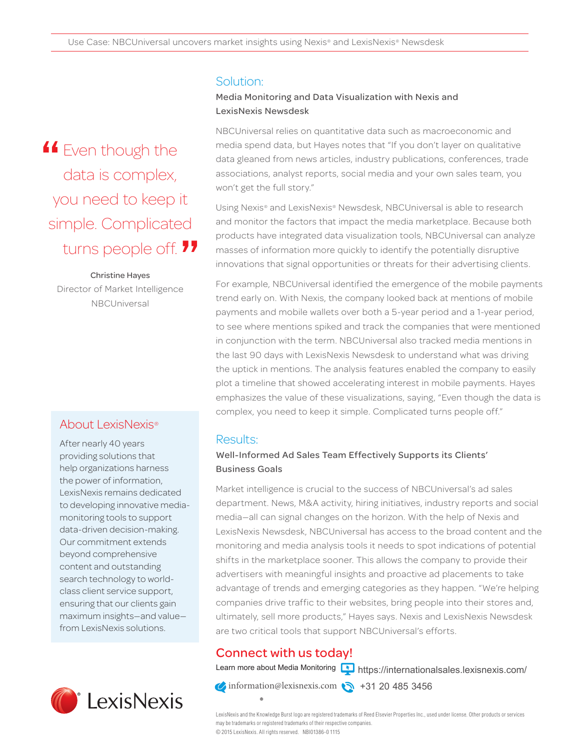## Solution:

### Media Monitoring and Data Visualization with Nexis and LexisNexis Newsdesk

NBCUniversal relies on quantitative data such as macroeconomic and media spend data, but Hayes notes that "If you don't layer on qualitative data gleaned from news articles, industry publications, conferences, trade associations, analyst reports, social media and your own sales team, you won't get the full story."

Using Nexis® and LexisNexis® Newsdesk, NBCUniversal is able to research and monitor the factors that impact the media marketplace. Because both products have integrated data visualization tools, NBCUniversal can analyze masses of information more quickly to identify the potentially disruptive innovations that signal opportunities or threats for their advertising clients.

For example, NBCUniversal identified the emergence of the mobile payments trend early on. With Nexis, the company looked back at mentions of mobile payments and mobile wallets over both a 5-year period and a 1-year period, to see where mentions spiked and track the companies that were mentioned in conjunction with the term. NBCUniversal also tracked media mentions in the last 90 days with LexisNexis Newsdesk to understand what was driving the uptick in mentions. The analysis features enabled the company to easily plot a timeline that showed accelerating interest in mobile payments. Hayes emphasizes the value of these visualizations, saying, "Even though the data is complex, you need to keep it simple. Complicated turns people off."

> "Even though the data is complex, you need to keep it simple. Complicated turns people off."
>
> **Christine Hayes**
> Director of Market Intelligence
> NBCUniversal

## Results:

### Well-Informed Ad Sales Team Effectively Supports its Clients' Business Goals

Market intelligence is crucial to the success of NBCUniversal's ad sales department. News, M&A activity, hiring initiatives, industry reports and social media—all can signal changes on the horizon. With the help of Nexis and LexisNexis Newsdesk, NBCUniversal has access to the broad content and the monitoring and media analysis tools it needs to spot indications of potential shifts in the marketplace sooner. This allows the company to provide their advertisers with meaningful insights and proactive ad placements to take advantage of trends and emerging categories as they happen. "We're helping companies drive traffic to their websites, bring people into their stores and, ultimately, sell more products," Hayes says. Nexis and LexisNexis Newsdesk are two critical tools that support NBCUniversal's efforts.

## About LexisNexis®

After nearly 40 years providing solutions that help organizations harness the power of information, LexisNexis remains dedicated to developing innovative media-monitoring tools to support data-driven decision-making. Our commitment extends beyond comprehensive content and outstanding search technology to world-class client service support, ensuring that our clients gain maximum insights—and value—from LexisNexis solutions.

## Connect with us today!

Learn more about Media Monitoring https://internationalsales.lexisnexis.com/

information@lexisnexis.com +31 20 485 3456

LexisNexis®

LexisNexis and the Knowledge Burst logo are registered trademarks of Reed Elsevier Properties Inc., used under license. Other products or services may be trademarks or registered trademarks of their respective companies.
© 2015 LexisNexis. All rights reserved. NBI01386-0 1115